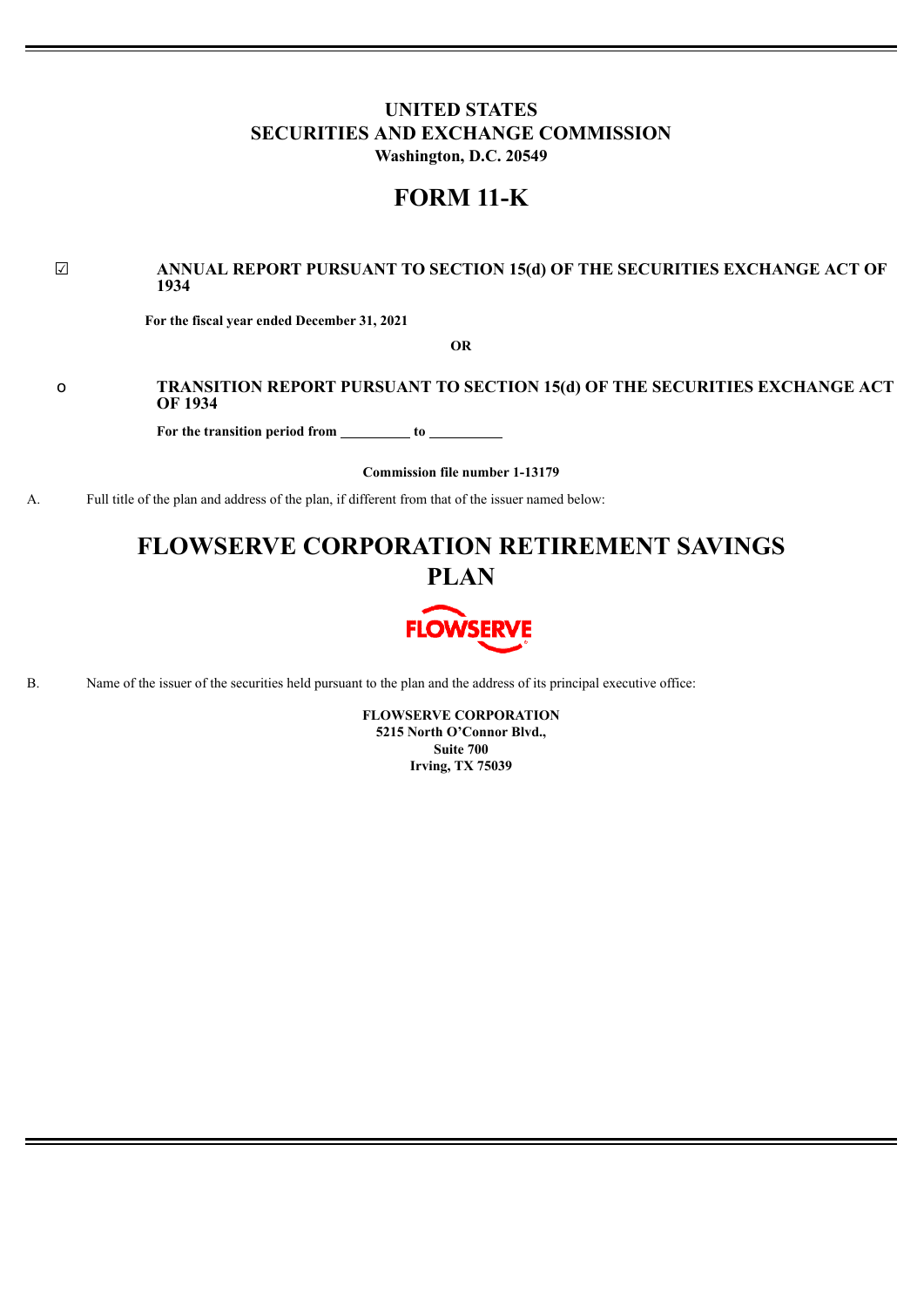# UNITED STATES
# SECURITIES AND EXCHANGE COMMISSION
**Washington, D.C. 20549**

# FORM 11-K

☑ **ANNUAL REPORT PURSUANT TO SECTION 15(d) OF THE SECURITIES EXCHANGE ACT OF 1934**

**For the fiscal year ended December 31, 2021**

**OR**

o **TRANSITION REPORT PURSUANT TO SECTION 15(d) OF THE SECURITIES EXCHANGE ACT OF 1934**

**For the transition period from \_\_\_\_\_\_\_\_\_\_ to \_\_\_\_\_\_\_\_\_\_**

**Commission file number 1-13179**

A. Full title of the plan and address of the plan, if different from that of the issuer named below:

# FLOWSERVE CORPORATION RETIREMENT SAVINGS PLAN

FLOWSERVE

B. Name of the issuer of the securities held pursuant to the plan and the address of its principal executive office:

**FLOWSERVE CORPORATION**
**5215 North O'Connor Blvd.,**
**Suite 700**
**Irving, TX 75039**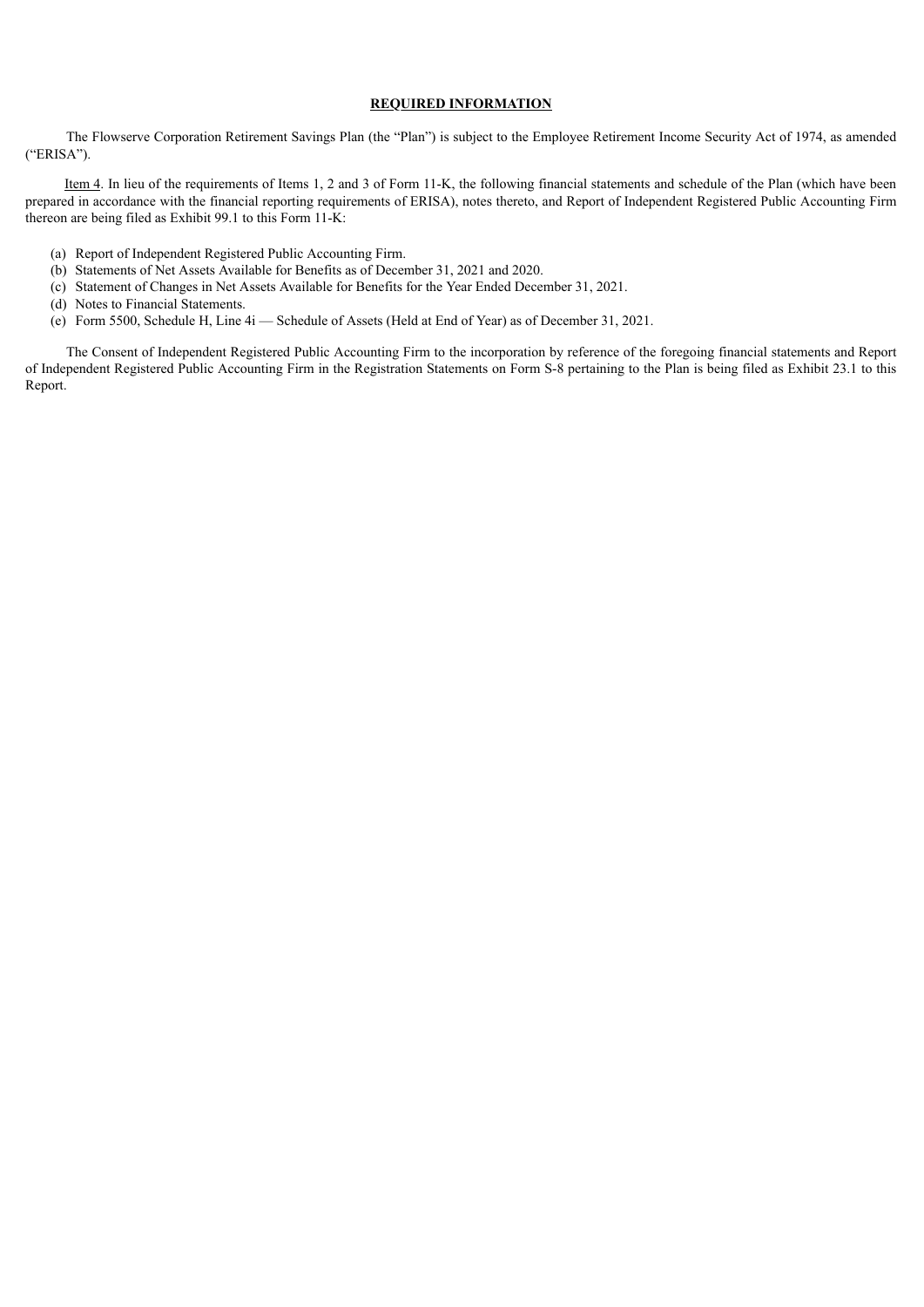**REQUIRED INFORMATION**

The Flowserve Corporation Retirement Savings Plan (the "Plan") is subject to the Employee Retirement Income Security Act of 1974, as amended ("ERISA").

Item 4. In lieu of the requirements of Items 1, 2 and 3 of Form 11-K, the following financial statements and schedule of the Plan (which have been prepared in accordance with the financial reporting requirements of ERISA), notes thereto, and Report of Independent Registered Public Accounting Firm thereon are being filed as Exhibit 99.1 to this Form 11-K:

(a) Report of Independent Registered Public Accounting Firm.
(b) Statements of Net Assets Available for Benefits as of December 31, 2021 and 2020.
(c) Statement of Changes in Net Assets Available for Benefits for the Year Ended December 31, 2021.
(d) Notes to Financial Statements.
(e) Form 5500, Schedule H, Line 4i — Schedule of Assets (Held at End of Year) as of December 31, 2021.

The Consent of Independent Registered Public Accounting Firm to the incorporation by reference of the foregoing financial statements and Report of Independent Registered Public Accounting Firm in the Registration Statements on Form S-8 pertaining to the Plan is being filed as Exhibit 23.1 to this Report.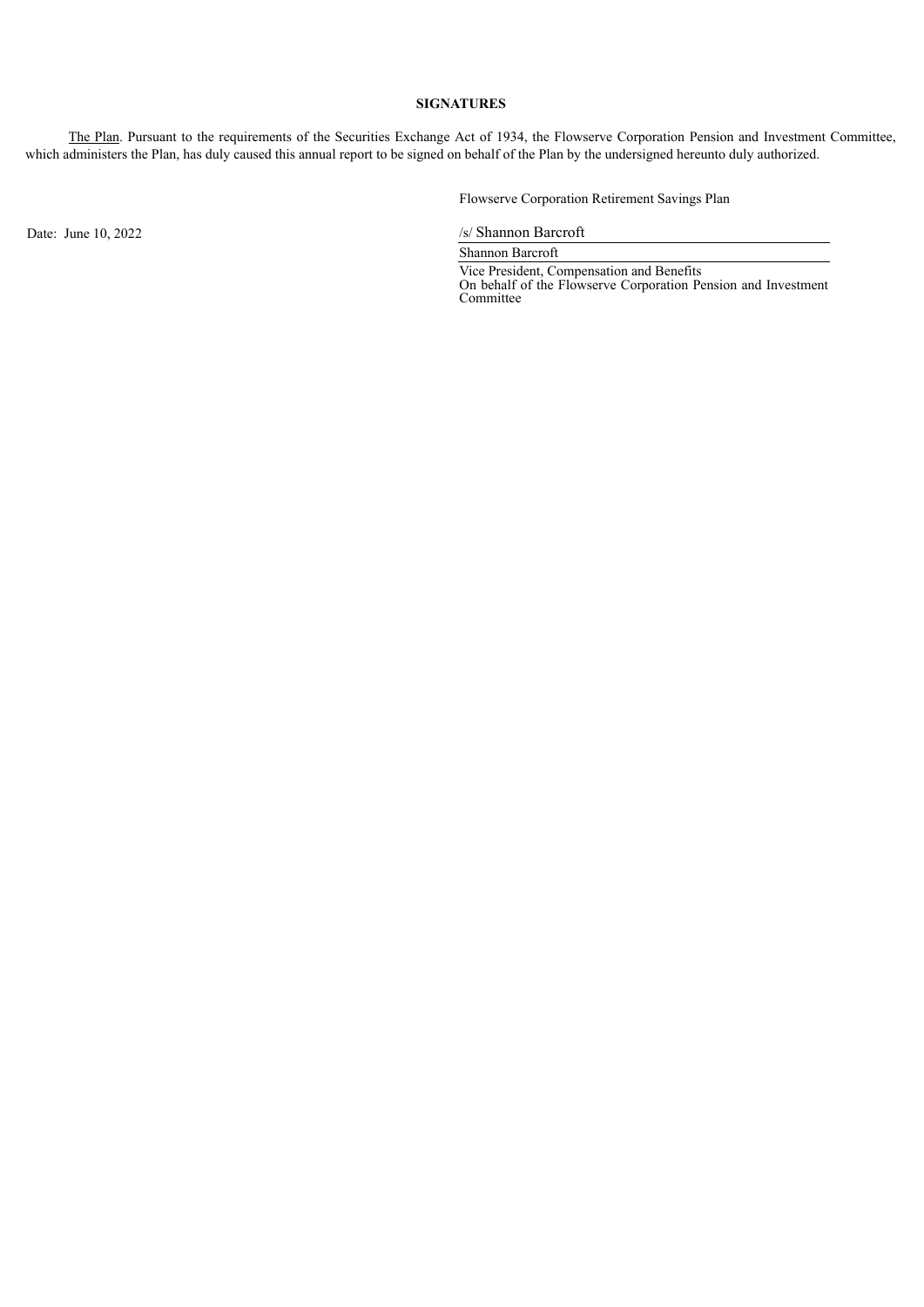## SIGNATURES

The Plan. Pursuant to the requirements of the Securities Exchange Act of 1934, the Flowserve Corporation Pension and Investment Committee, which administers the Plan, has duly caused this annual report to be signed on behalf of the Plan by the undersigned hereunto duly authorized.

Flowserve Corporation Retirement Savings Plan

Date: June 10, 2022

/s/ Shannon Barcroft

Shannon Barcroft

Vice President, Compensation and Benefits
On behalf of the Flowserve Corporation Pension and Investment Committee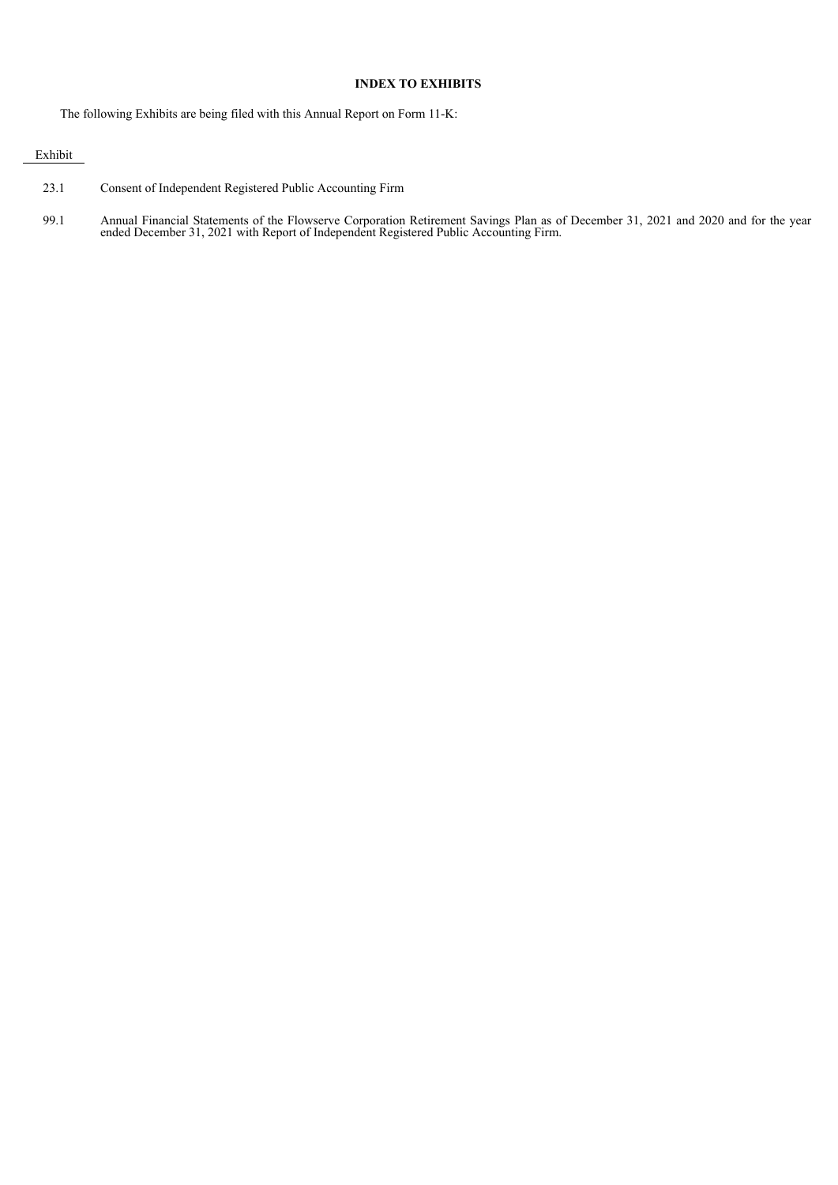## INDEX TO EXHIBITS

The following Exhibits are being filed with this Annual Report on Form 11-K:

| Exhibit | |
|---|---|
| 23.1 | Consent of Independent Registered Public Accounting Firm |
| 99.1 | Annual Financial Statements of the Flowserve Corporation Retirement Savings Plan as of December 31, 2021 and 2020 and for the year ended December 31, 2021 with Report of Independent Registered Public Accounting Firm. |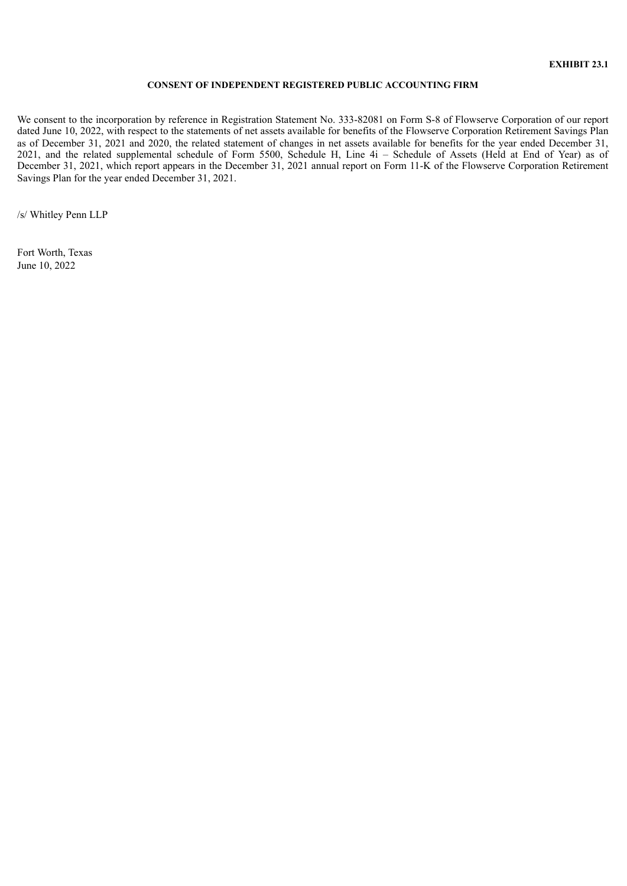**EXHIBIT 23.1**

**CONSENT OF INDEPENDENT REGISTERED PUBLIC ACCOUNTING FIRM**

We consent to the incorporation by reference in Registration Statement No. 333-82081 on Form S-8 of Flowserve Corporation of our report dated June 10, 2022, with respect to the statements of net assets available for benefits of the Flowserve Corporation Retirement Savings Plan as of December 31, 2021 and 2020, the related statement of changes in net assets available for benefits for the year ended December 31, 2021, and the related supplemental schedule of Form 5500, Schedule H, Line 4i – Schedule of Assets (Held at End of Year) as of December 31, 2021, which report appears in the December 31, 2021 annual report on Form 11-K of the Flowserve Corporation Retirement Savings Plan for the year ended December 31, 2021.

/s/ Whitley Penn LLP

Fort Worth, Texas
June 10, 2022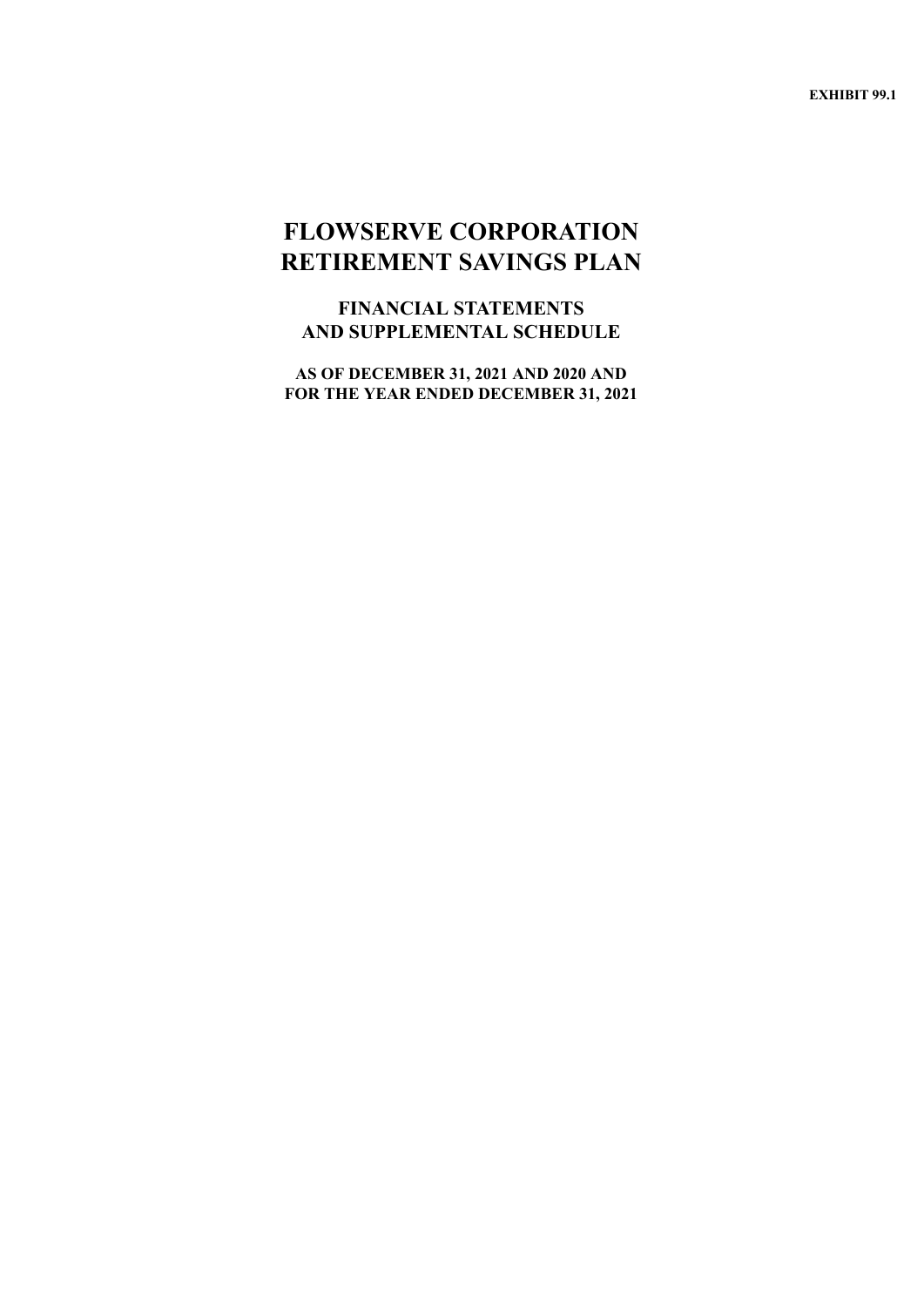**EXHIBIT 99.1**

# FLOWSERVE CORPORATION RETIREMENT SAVINGS PLAN

## FINANCIAL STATEMENTS AND SUPPLEMENTAL SCHEDULE

### AS OF DECEMBER 31, 2021 AND 2020 AND FOR THE YEAR ENDED DECEMBER 31, 2021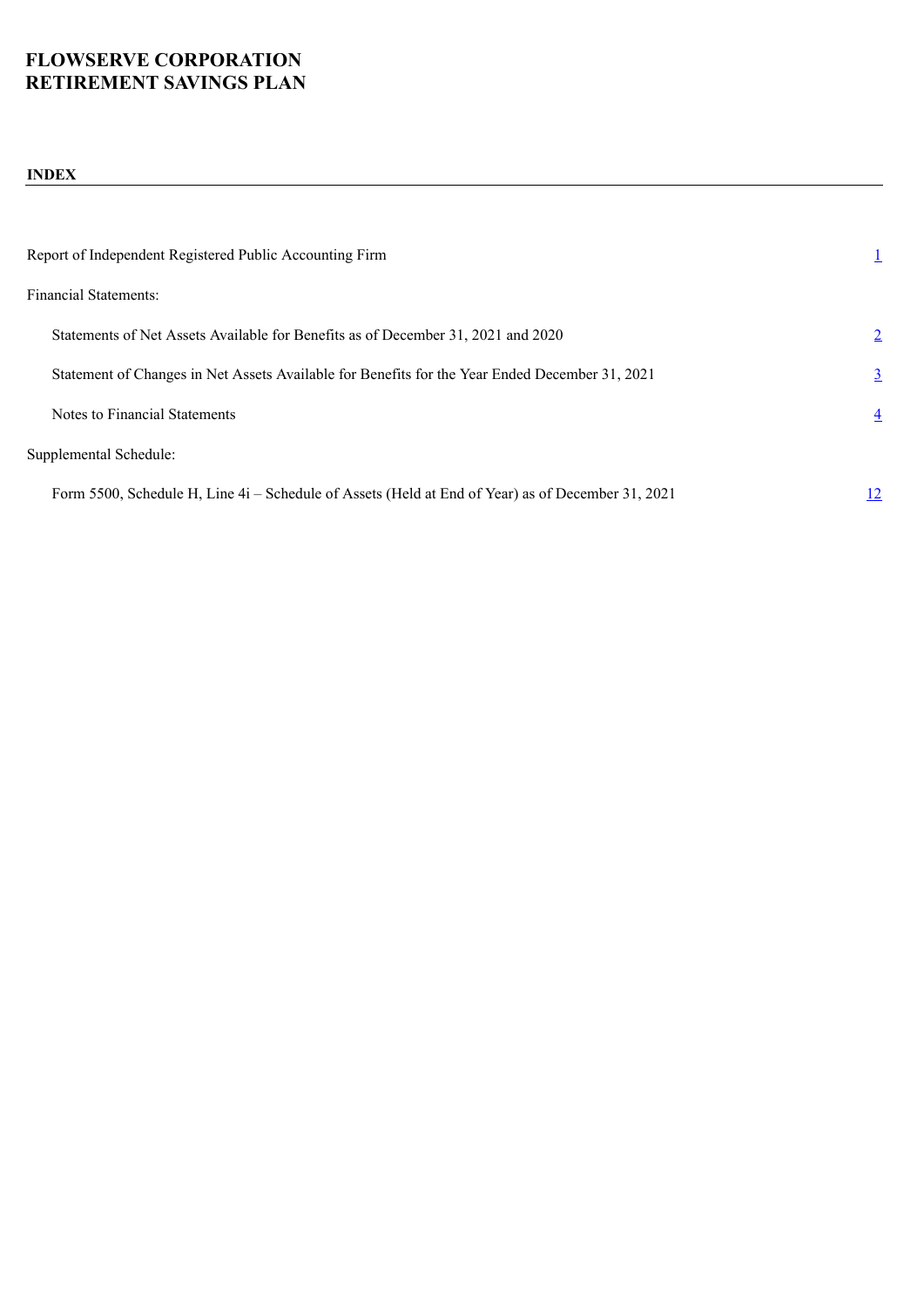# FLOWSERVE CORPORATION
# RETIREMENT SAVINGS PLAN

## INDEX

| | |
|---|---|
| Report of Independent Registered Public Accounting Firm | 1 |
| Financial Statements: | |
| Statements of Net Assets Available for Benefits as of December 31, 2021 and 2020 | 2 |
| Statement of Changes in Net Assets Available for Benefits for the Year Ended December 31, 2021 | 3 |
| Notes to Financial Statements | 4 |
| Supplemental Schedule: | |
| Form 5500, Schedule H, Line 4i – Schedule of Assets (Held at End of Year) as of December 31, 2021 | 12 |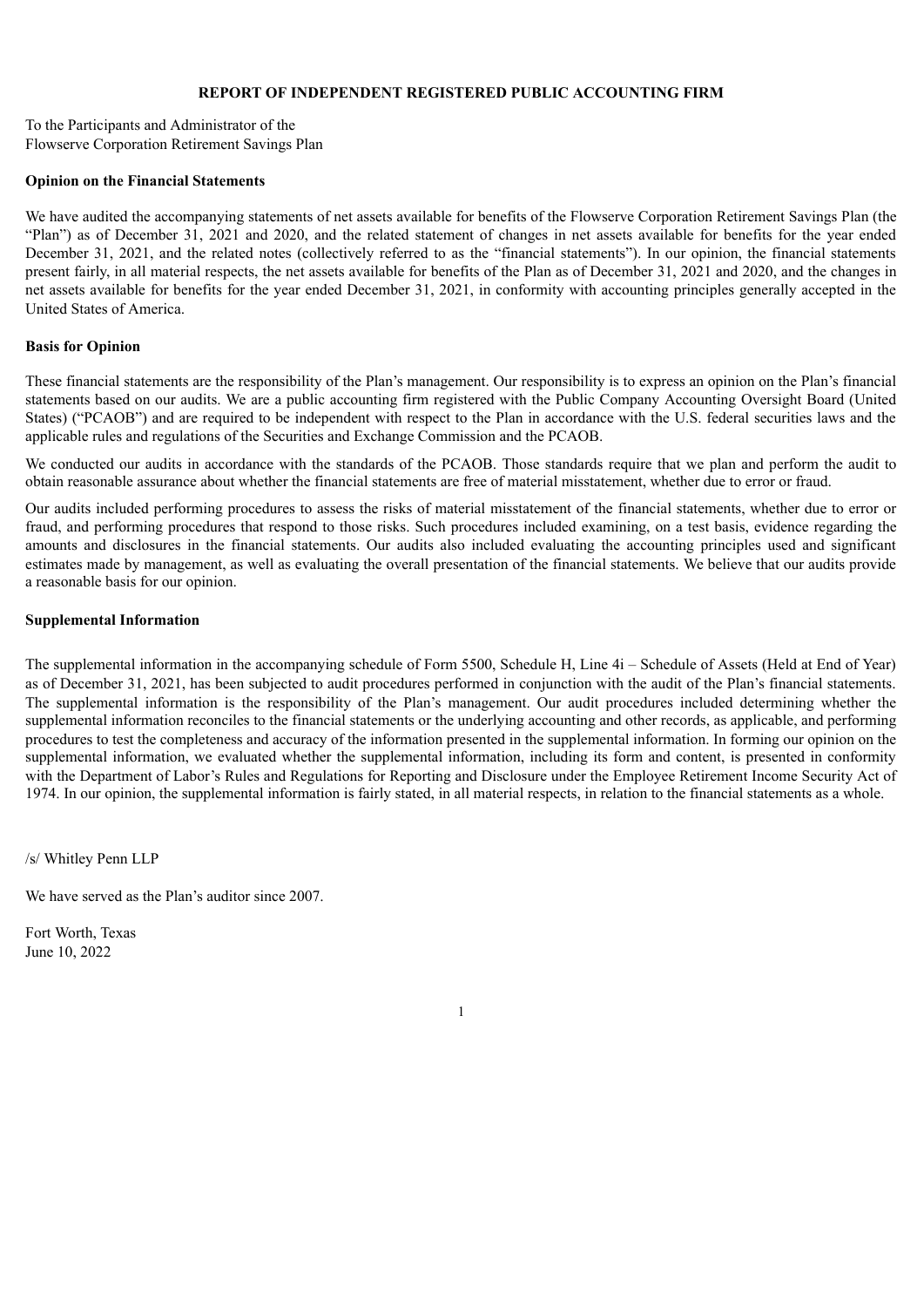# REPORT OF INDEPENDENT REGISTERED PUBLIC ACCOUNTING FIRM

To the Participants and Administrator of the
Flowserve Corporation Retirement Savings Plan

**Opinion on the Financial Statements**

We have audited the accompanying statements of net assets available for benefits of the Flowserve Corporation Retirement Savings Plan (the "Plan") as of December 31, 2021 and 2020, and the related statement of changes in net assets available for benefits for the year ended December 31, 2021, and the related notes (collectively referred to as the "financial statements"). In our opinion, the financial statements present fairly, in all material respects, the net assets available for benefits of the Plan as of December 31, 2021 and 2020, and the changes in net assets available for benefits for the year ended December 31, 2021, in conformity with accounting principles generally accepted in the United States of America.

**Basis for Opinion**

These financial statements are the responsibility of the Plan's management. Our responsibility is to express an opinion on the Plan's financial statements based on our audits. We are a public accounting firm registered with the Public Company Accounting Oversight Board (United States) ("PCAOB") and are required to be independent with respect to the Plan in accordance with the U.S. federal securities laws and the applicable rules and regulations of the Securities and Exchange Commission and the PCAOB.

We conducted our audits in accordance with the standards of the PCAOB. Those standards require that we plan and perform the audit to obtain reasonable assurance about whether the financial statements are free of material misstatement, whether due to error or fraud.

Our audits included performing procedures to assess the risks of material misstatement of the financial statements, whether due to error or fraud, and performing procedures that respond to those risks. Such procedures included examining, on a test basis, evidence regarding the amounts and disclosures in the financial statements. Our audits also included evaluating the accounting principles used and significant estimates made by management, as well as evaluating the overall presentation of the financial statements. We believe that our audits provide a reasonable basis for our opinion.

**Supplemental Information**

The supplemental information in the accompanying schedule of Form 5500, Schedule H, Line 4i – Schedule of Assets (Held at End of Year) as of December 31, 2021, has been subjected to audit procedures performed in conjunction with the audit of the Plan's financial statements. The supplemental information is the responsibility of the Plan's management. Our audit procedures included determining whether the supplemental information reconciles to the financial statements or the underlying accounting and other records, as applicable, and performing procedures to test the completeness and accuracy of the information presented in the supplemental information. In forming our opinion on the supplemental information, we evaluated whether the supplemental information, including its form and content, is presented in conformity with the Department of Labor's Rules and Regulations for Reporting and Disclosure under the Employee Retirement Income Security Act of 1974. In our opinion, the supplemental information is fairly stated, in all material respects, in relation to the financial statements as a whole.

/s/ Whitley Penn LLP

We have served as the Plan's auditor since 2007.

Fort Worth, Texas
June 10, 2022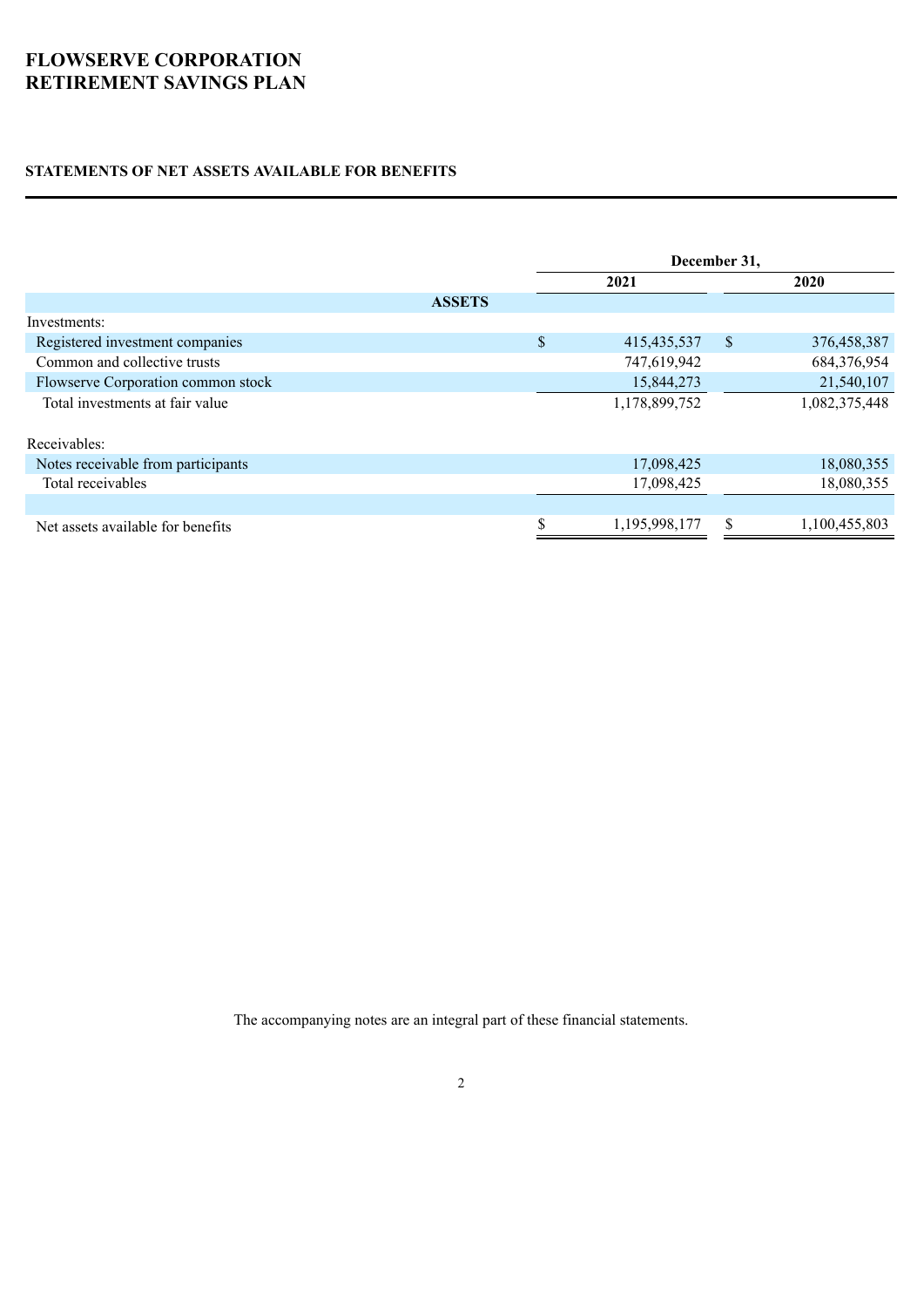# FLOWSERVE CORPORATION
# RETIREMENT SAVINGS PLAN

## STATEMENTS OF NET ASSETS AVAILABLE FOR BENEFITS

| | December 31, | |
|---|---|---|
| | 2021 | 2020 |
| **ASSETS** | | |
| Investments: | | |
| Registered investment companies | $ 415,435,537 | $ 376,458,387 |
| Common and collective trusts | 747,619,942 | 684,376,954 |
| Flowserve Corporation common stock | 15,844,273 | 21,540,107 |
| Total investments at fair value | 1,178,899,752 | 1,082,375,448 |
| Receivables: | | |
| Notes receivable from participants | 17,098,425 | 18,080,355 |
| Total receivables | 17,098,425 | 18,080,355 |
| Net assets available for benefits | $ 1,195,998,177 | $ 1,100,455,803 |

The accompanying notes are an integral part of these financial statements.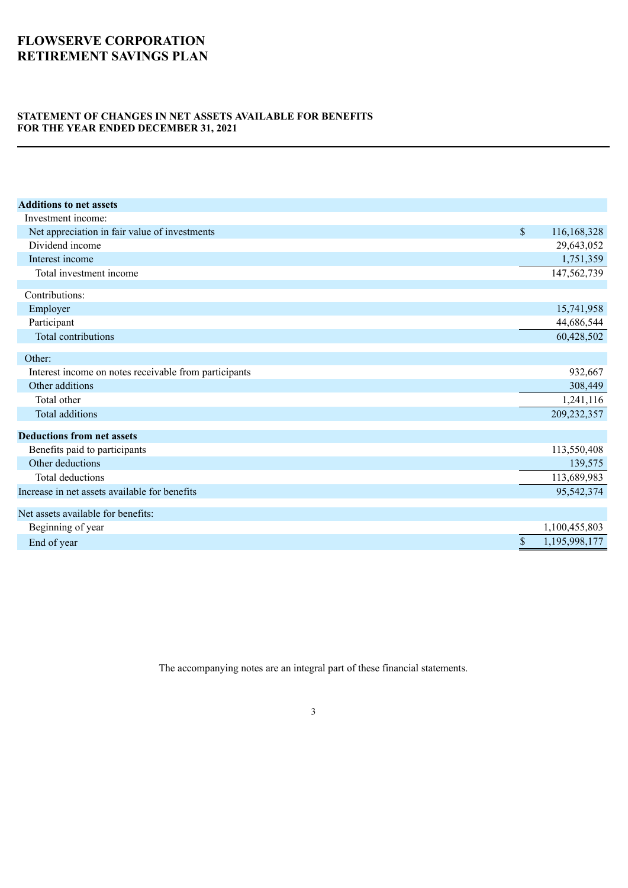# FLOWSERVE CORPORATION
# RETIREMENT SAVINGS PLAN

### STATEMENT OF CHANGES IN NET ASSETS AVAILABLE FOR BENEFITS
### FOR THE YEAR ENDED DECEMBER 31, 2021

| | |
|---|---|
| **Additions to net assets** | |
| Investment income: | |
| Net appreciation in fair value of investments | $ 116,168,328 |
| Dividend income | 29,643,052 |
| Interest income | 1,751,359 |
| Total investment income | 147,562,739 |
| Contributions: | |
| Employer | 15,741,958 |
| Participant | 44,686,544 |
| Total contributions | 60,428,502 |
| Other: | |
| Interest income on notes receivable from participants | 932,667 |
| Other additions | 308,449 |
| Total other | 1,241,116 |
| Total additions | 209,232,357 |
| **Deductions from net assets** | |
| Benefits paid to participants | 113,550,408 |
| Other deductions | 139,575 |
| Total deductions | 113,689,983 |
| Increase in net assets available for benefits | 95,542,374 |
| Net assets available for benefits: | |
| Beginning of year | 1,100,455,803 |
| End of year | $ 1,195,998,177 |

The accompanying notes are an integral part of these financial statements.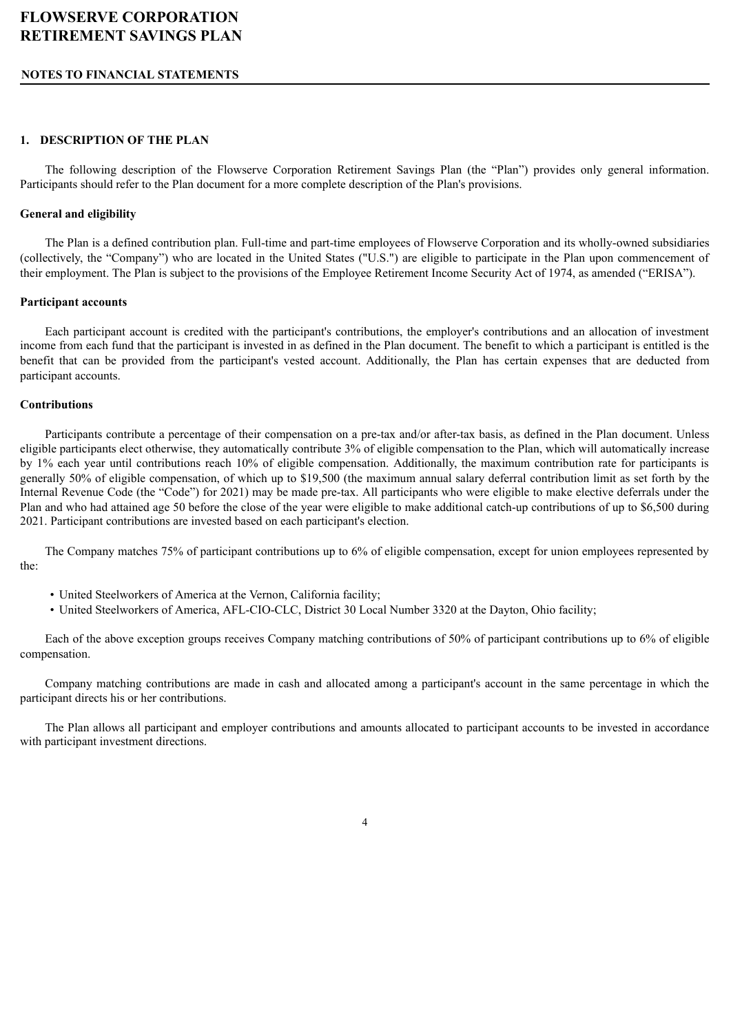# FLOWSERVE CORPORATION RETIREMENT SAVINGS PLAN

## NOTES TO FINANCIAL STATEMENTS

### 1. DESCRIPTION OF THE PLAN

The following description of the Flowserve Corporation Retirement Savings Plan (the "Plan") provides only general information. Participants should refer to the Plan document for a more complete description of the Plan's provisions.

**General and eligibility**

The Plan is a defined contribution plan. Full-time and part-time employees of Flowserve Corporation and its wholly-owned subsidiaries (collectively, the "Company") who are located in the United States ("U.S.") are eligible to participate in the Plan upon commencement of their employment. The Plan is subject to the provisions of the Employee Retirement Income Security Act of 1974, as amended ("ERISA").

**Participant accounts**

Each participant account is credited with the participant's contributions, the employer's contributions and an allocation of investment income from each fund that the participant is invested in as defined in the Plan document. The benefit to which a participant is entitled is the benefit that can be provided from the participant's vested account. Additionally, the Plan has certain expenses that are deducted from participant accounts.

**Contributions**

Participants contribute a percentage of their compensation on a pre-tax and/or after-tax basis, as defined in the Plan document. Unless eligible participants elect otherwise, they automatically contribute 3% of eligible compensation to the Plan, which will automatically increase by 1% each year until contributions reach 10% of eligible compensation. Additionally, the maximum contribution rate for participants is generally 50% of eligible compensation, of which up to $19,500 (the maximum annual salary deferral contribution limit as set forth by the Internal Revenue Code (the "Code") for 2021) may be made pre-tax. All participants who were eligible to make elective deferrals under the Plan and who had attained age 50 before the close of the year were eligible to make additional catch-up contributions of up to $6,500 during 2021. Participant contributions are invested based on each participant's election.

The Company matches 75% of participant contributions up to 6% of eligible compensation, except for union employees represented by the:

- United Steelworkers of America at the Vernon, California facility;
- United Steelworkers of America, AFL-CIO-CLC, District 30 Local Number 3320 at the Dayton, Ohio facility;

Each of the above exception groups receives Company matching contributions of 50% of participant contributions up to 6% of eligible compensation.

Company matching contributions are made in cash and allocated among a participant's account in the same percentage in which the participant directs his or her contributions.

The Plan allows all participant and employer contributions and amounts allocated to participant accounts to be invested in accordance with participant investment directions.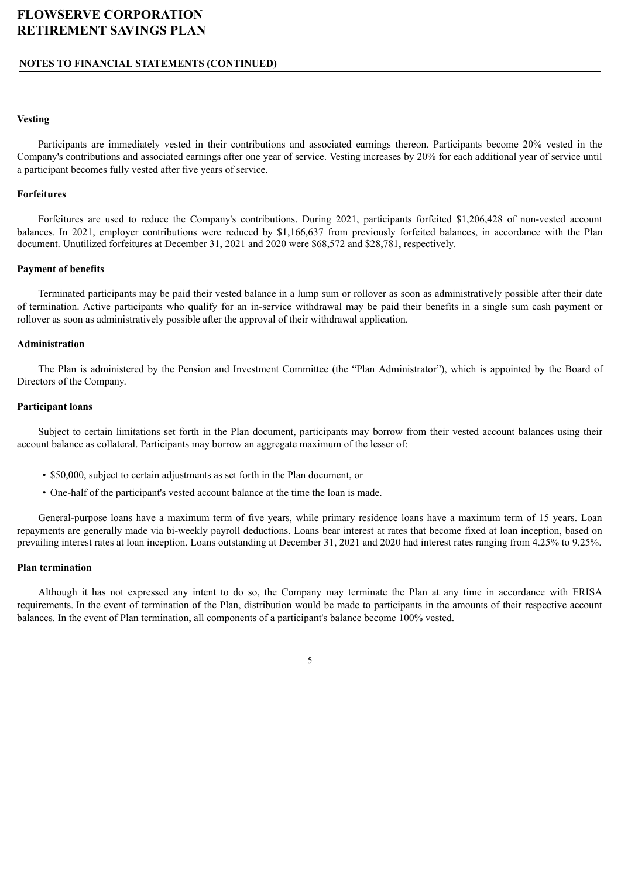**Vesting**

Participants are immediately vested in their contributions and associated earnings thereon. Participants become 20% vested in the Company's contributions and associated earnings after one year of service. Vesting increases by 20% for each additional year of service until a participant becomes fully vested after five years of service.

**Forfeitures**

Forfeitures are used to reduce the Company's contributions. During 2021, participants forfeited $1,206,428 of non-vested account balances. In 2021, employer contributions were reduced by $1,166,637 from previously forfeited balances, in accordance with the Plan document. Unutilized forfeitures at December 31, 2021 and 2020 were $68,572 and $28,781, respectively.

**Payment of benefits**

Terminated participants may be paid their vested balance in a lump sum or rollover as soon as administratively possible after their date of termination. Active participants who qualify for an in-service withdrawal may be paid their benefits in a single sum cash payment or rollover as soon as administratively possible after the approval of their withdrawal application.

**Administration**

The Plan is administered by the Pension and Investment Committee (the "Plan Administrator"), which is appointed by the Board of Directors of the Company.

**Participant loans**

Subject to certain limitations set forth in the Plan document, participants may borrow from their vested account balances using their account balance as collateral. Participants may borrow an aggregate maximum of the lesser of:

- $50,000, subject to certain adjustments as set forth in the Plan document, or
- One-half of the participant's vested account balance at the time the loan is made.

General-purpose loans have a maximum term of five years, while primary residence loans have a maximum term of 15 years. Loan repayments are generally made via bi-weekly payroll deductions. Loans bear interest at rates that become fixed at loan inception, based on prevailing interest rates at loan inception. Loans outstanding at December 31, 2021 and 2020 had interest rates ranging from 4.25% to 9.25%.

**Plan termination**

Although it has not expressed any intent to do so, the Company may terminate the Plan at any time in accordance with ERISA requirements. In the event of termination of the Plan, distribution would be made to participants in the amounts of their respective account balances. In the event of Plan termination, all components of a participant's balance become 100% vested.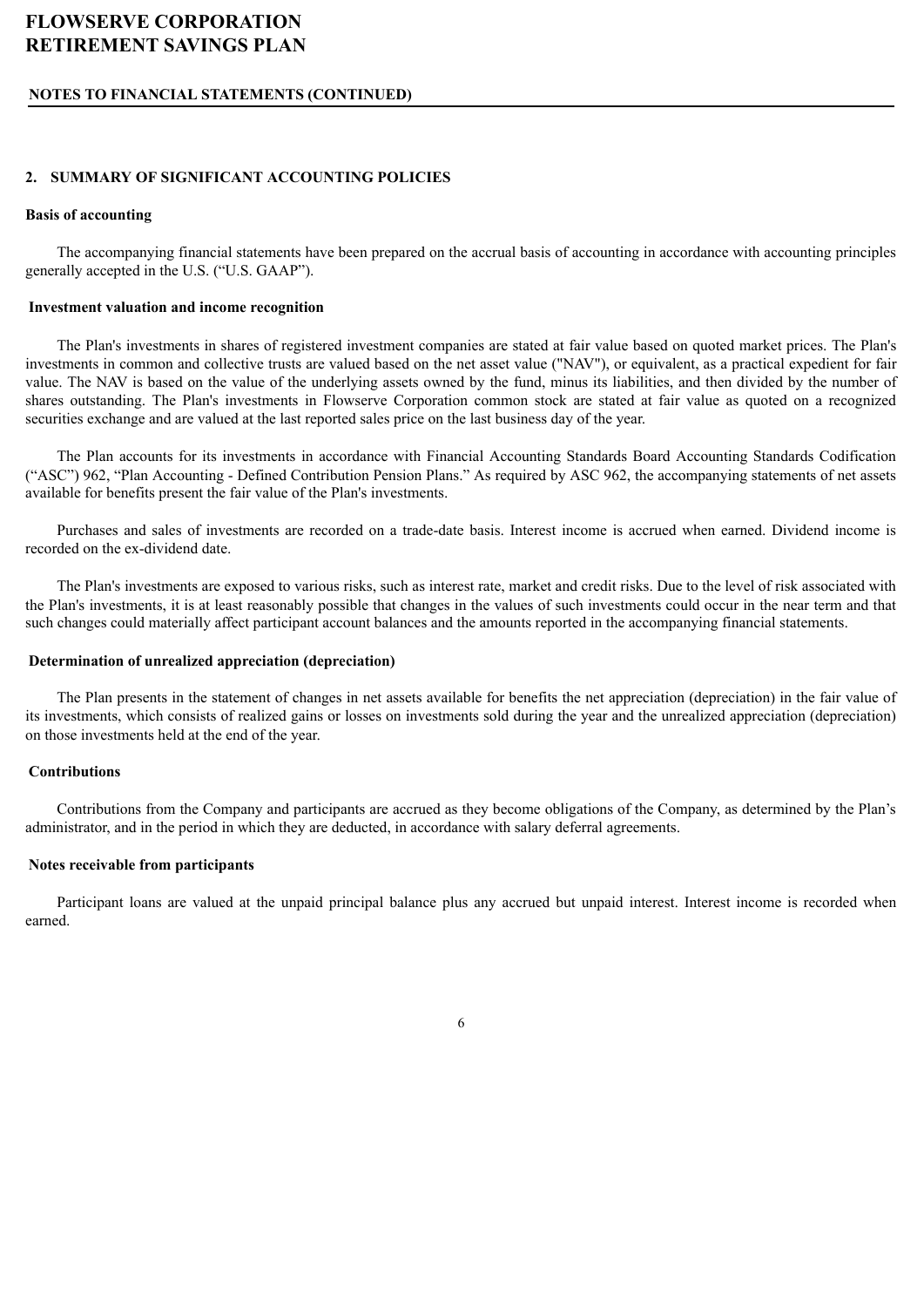## 2. SUMMARY OF SIGNIFICANT ACCOUNTING POLICIES

### Basis of accounting

The accompanying financial statements have been prepared on the accrual basis of accounting in accordance with accounting principles generally accepted in the U.S. ("U.S. GAAP").

### Investment valuation and income recognition

The Plan's investments in shares of registered investment companies are stated at fair value based on quoted market prices. The Plan's investments in common and collective trusts are valued based on the net asset value ("NAV"), or equivalent, as a practical expedient for fair value. The NAV is based on the value of the underlying assets owned by the fund, minus its liabilities, and then divided by the number of shares outstanding. The Plan's investments in Flowserve Corporation common stock are stated at fair value as quoted on a recognized securities exchange and are valued at the last reported sales price on the last business day of the year.

The Plan accounts for its investments in accordance with Financial Accounting Standards Board Accounting Standards Codification ("ASC") 962, "Plan Accounting - Defined Contribution Pension Plans." As required by ASC 962, the accompanying statements of net assets available for benefits present the fair value of the Plan's investments.

Purchases and sales of investments are recorded on a trade-date basis. Interest income is accrued when earned. Dividend income is recorded on the ex-dividend date.

The Plan's investments are exposed to various risks, such as interest rate, market and credit risks. Due to the level of risk associated with the Plan's investments, it is at least reasonably possible that changes in the values of such investments could occur in the near term and that such changes could materially affect participant account balances and the amounts reported in the accompanying financial statements.

### Determination of unrealized appreciation (depreciation)

The Plan presents in the statement of changes in net assets available for benefits the net appreciation (depreciation) in the fair value of its investments, which consists of realized gains or losses on investments sold during the year and the unrealized appreciation (depreciation) on those investments held at the end of the year.

### Contributions

Contributions from the Company and participants are accrued as they become obligations of the Company, as determined by the Plan's administrator, and in the period in which they are deducted, in accordance with salary deferral agreements.

### Notes receivable from participants

Participant loans are valued at the unpaid principal balance plus any accrued but unpaid interest. Interest income is recorded when earned.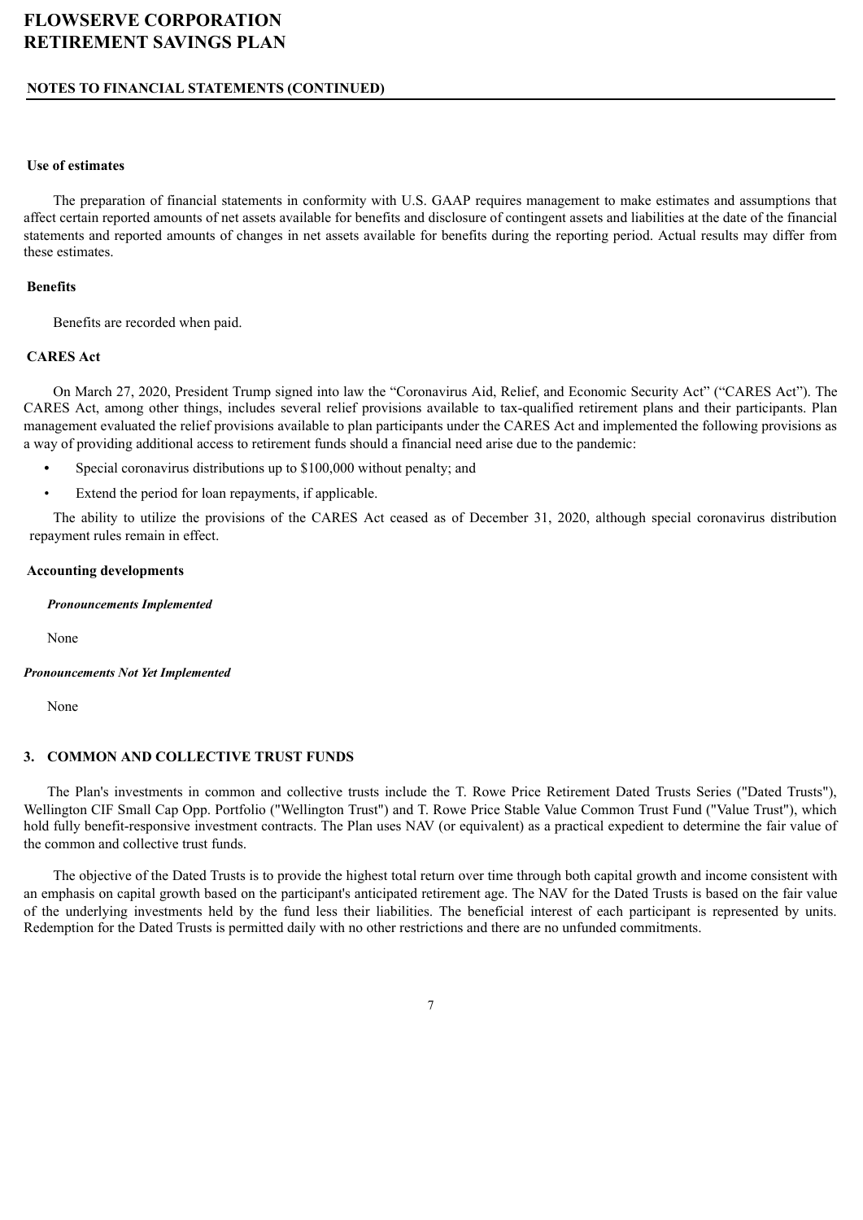#### Use of estimates

The preparation of financial statements in conformity with U.S. GAAP requires management to make estimates and assumptions that affect certain reported amounts of net assets available for benefits and disclosure of contingent assets and liabilities at the date of the financial statements and reported amounts of changes in net assets available for benefits during the reporting period. Actual results may differ from these estimates.

#### Benefits

Benefits are recorded when paid.

#### CARES Act

On March 27, 2020, President Trump signed into law the "Coronavirus Aid, Relief, and Economic Security Act" ("CARES Act"). The CARES Act, among other things, includes several relief provisions available to tax-qualified retirement plans and their participants. Plan management evaluated the relief provisions available to plan participants under the CARES Act and implemented the following provisions as a way of providing additional access to retirement funds should a financial need arise due to the pandemic:

- Special coronavirus distributions up to $100,000 without penalty; and
- Extend the period for loan repayments, if applicable.

The ability to utilize the provisions of the CARES Act ceased as of December 31, 2020, although special coronavirus distribution repayment rules remain in effect.

#### Accounting developments

***Pronouncements Implemented***

None

***Pronouncements Not Yet Implemented***

None

## 3. COMMON AND COLLECTIVE TRUST FUNDS

The Plan's investments in common and collective trusts include the T. Rowe Price Retirement Dated Trusts Series ("Dated Trusts"), Wellington CIF Small Cap Opp. Portfolio ("Wellington Trust") and T. Rowe Price Stable Value Common Trust Fund ("Value Trust"), which hold fully benefit-responsive investment contracts. The Plan uses NAV (or equivalent) as a practical expedient to determine the fair value of the common and collective trust funds.

The objective of the Dated Trusts is to provide the highest total return over time through both capital growth and income consistent with an emphasis on capital growth based on the participant's anticipated retirement age. The NAV for the Dated Trusts is based on the fair value of the underlying investments held by the fund less their liabilities. The beneficial interest of each participant is represented by units. Redemption for the Dated Trusts is permitted daily with no other restrictions and there are no unfunded commitments.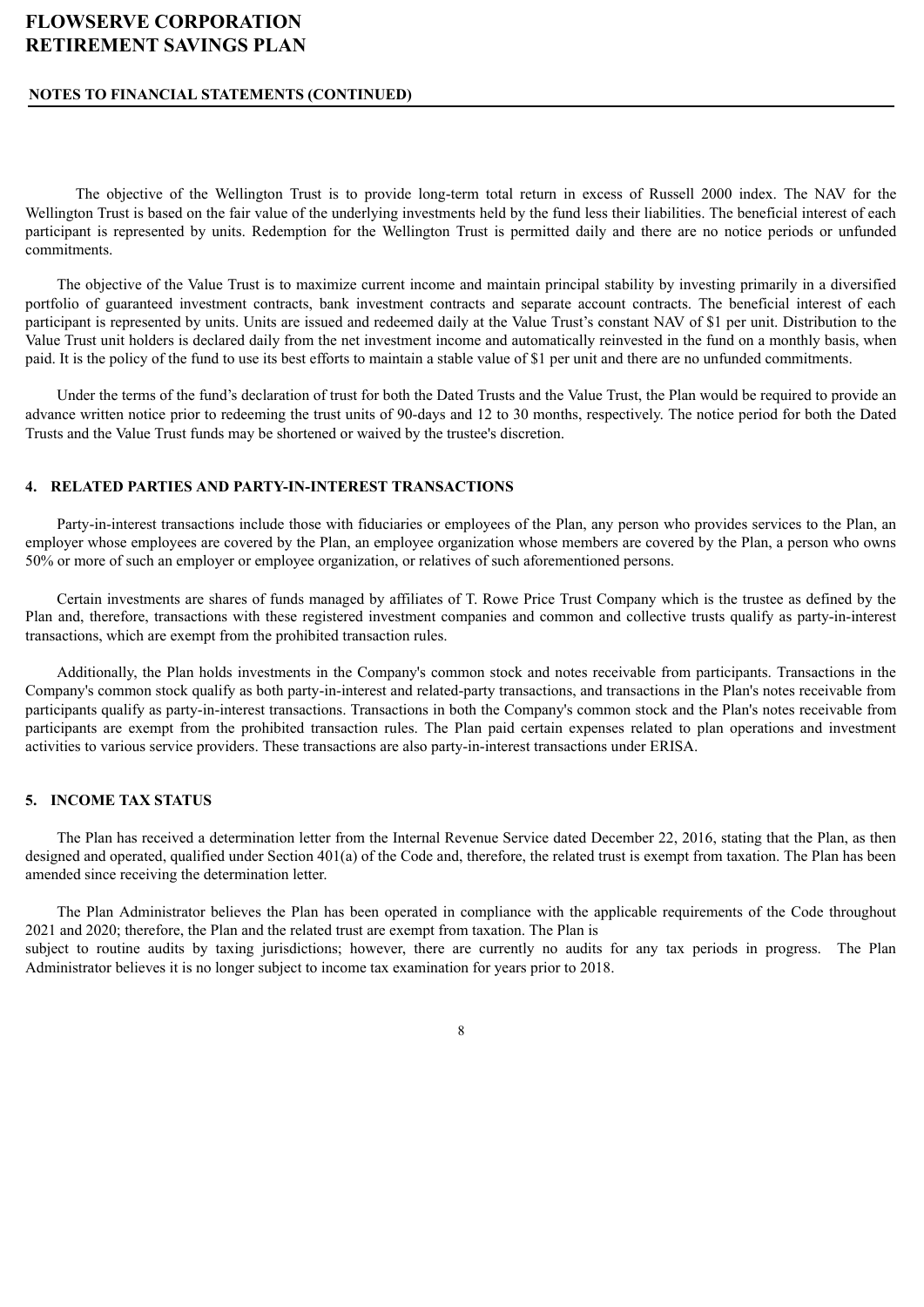The objective of the Wellington Trust is to provide long-term total return in excess of Russell 2000 index. The NAV for the Wellington Trust is based on the fair value of the underlying investments held by the fund less their liabilities. The beneficial interest of each participant is represented by units. Redemption for the Wellington Trust is permitted daily and there are no notice periods or unfunded commitments.

The objective of the Value Trust is to maximize current income and maintain principal stability by investing primarily in a diversified portfolio of guaranteed investment contracts, bank investment contracts and separate account contracts. The beneficial interest of each participant is represented by units. Units are issued and redeemed daily at the Value Trust's constant NAV of $1 per unit. Distribution to the Value Trust unit holders is declared daily from the net investment income and automatically reinvested in the fund on a monthly basis, when paid. It is the policy of the fund to use its best efforts to maintain a stable value of $1 per unit and there are no unfunded commitments.

Under the terms of the fund's declaration of trust for both the Dated Trusts and the Value Trust, the Plan would be required to provide an advance written notice prior to redeeming the trust units of 90-days and 12 to 30 months, respectively. The notice period for both the Dated Trusts and the Value Trust funds may be shortened or waived by the trustee's discretion.

## 4. RELATED PARTIES AND PARTY-IN-INTEREST TRANSACTIONS

Party-in-interest transactions include those with fiduciaries or employees of the Plan, any person who provides services to the Plan, an employer whose employees are covered by the Plan, an employee organization whose members are covered by the Plan, a person who owns 50% or more of such an employer or employee organization, or relatives of such aforementioned persons.

Certain investments are shares of funds managed by affiliates of T. Rowe Price Trust Company which is the trustee as defined by the Plan and, therefore, transactions with these registered investment companies and common and collective trusts qualify as party-in-interest transactions, which are exempt from the prohibited transaction rules.

Additionally, the Plan holds investments in the Company's common stock and notes receivable from participants. Transactions in the Company's common stock qualify as both party-in-interest and related-party transactions, and transactions in the Plan's notes receivable from participants qualify as party-in-interest transactions. Transactions in both the Company's common stock and the Plan's notes receivable from participants are exempt from the prohibited transaction rules. The Plan paid certain expenses related to plan operations and investment activities to various service providers. These transactions are also party-in-interest transactions under ERISA.

## 5. INCOME TAX STATUS

The Plan has received a determination letter from the Internal Revenue Service dated December 22, 2016, stating that the Plan, as then designed and operated, qualified under Section 401(a) of the Code and, therefore, the related trust is exempt from taxation. The Plan has been amended since receiving the determination letter.

The Plan Administrator believes the Plan has been operated in compliance with the applicable requirements of the Code throughout 2021 and 2020; therefore, the Plan and the related trust are exempt from taxation. The Plan is subject to routine audits by taxing jurisdictions; however, there are currently no audits for any tax periods in progress. The Plan Administrator believes it is no longer subject to income tax examination for years prior to 2018.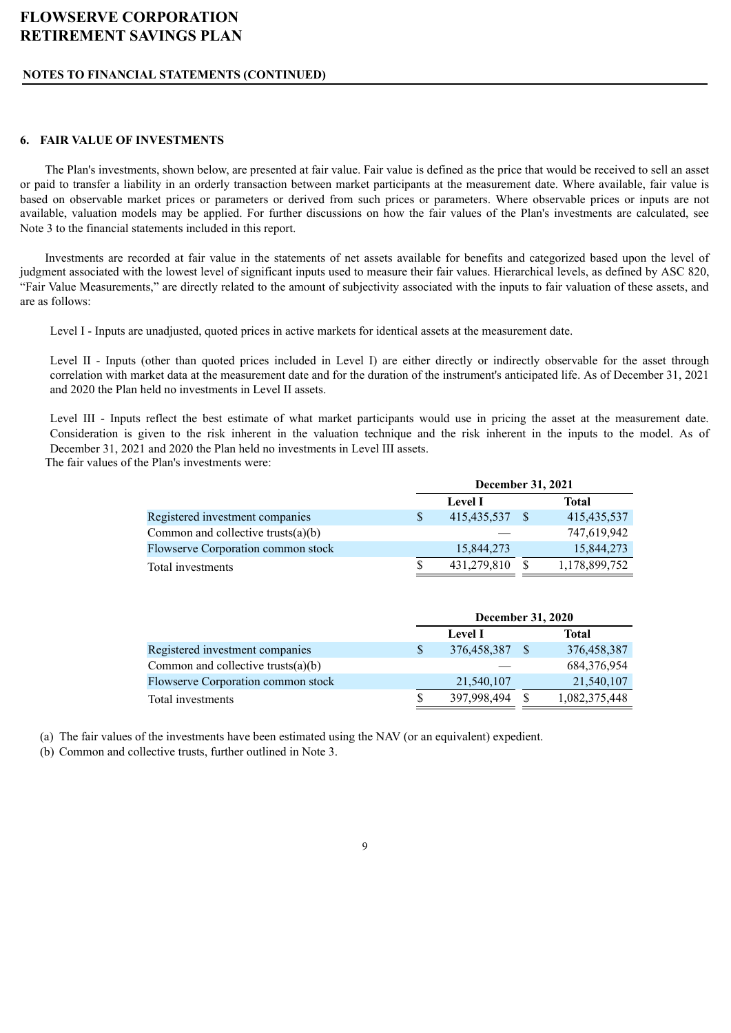# FLOWSERVE CORPORATION
# RETIREMENT SAVINGS PLAN

## NOTES TO FINANCIAL STATEMENTS (CONTINUED)

### 6. FAIR VALUE OF INVESTMENTS

The Plan's investments, shown below, are presented at fair value. Fair value is defined as the price that would be received to sell an asset or paid to transfer a liability in an orderly transaction between market participants at the measurement date. Where available, fair value is based on observable market prices or parameters or derived from such prices or parameters. Where observable prices or inputs are not available, valuation models may be applied. For further discussions on how the fair values of the Plan's investments are calculated, see Note 3 to the financial statements included in this report.

Investments are recorded at fair value in the statements of net assets available for benefits and categorized based upon the level of judgment associated with the lowest level of significant inputs used to measure their fair values. Hierarchical levels, as defined by ASC 820, "Fair Value Measurements," are directly related to the amount of subjectivity associated with the inputs to fair valuation of these assets, and are as follows:

Level I - Inputs are unadjusted, quoted prices in active markets for identical assets at the measurement date.

Level II - Inputs (other than quoted prices included in Level I) are either directly or indirectly observable for the asset through correlation with market data at the measurement date and for the duration of the instrument's anticipated life. As of December 31, 2021 and 2020 the Plan held no investments in Level II assets.

Level III - Inputs reflect the best estimate of what market participants would use in pricing the asset at the measurement date. Consideration is given to the risk inherent in the valuation technique and the risk inherent in the inputs to the model. As of December 31, 2021 and 2020 the Plan held no investments in Level III assets.

The fair values of the Plan's investments were:

| | December 31, 2021 | |
|---|---|---|
| | Level I | Total |
| Registered investment companies | $ 415,435,537 | $ 415,435,537 |
| Common and collective trusts(a)(b) | — | 747,619,942 |
| Flowserve Corporation common stock | 15,844,273 | 15,844,273 |
| Total investments | $ 431,279,810 | $ 1,178,899,752 |

| | December 31, 2020 | |
|---|---|---|
| | Level I | Total |
| Registered investment companies | $ 376,458,387 | $ 376,458,387 |
| Common and collective trusts(a)(b) | — | 684,376,954 |
| Flowserve Corporation common stock | 21,540,107 | 21,540,107 |
| Total investments | $ 397,998,494 | $ 1,082,375,448 |

(a) The fair values of the investments have been estimated using the NAV (or an equivalent) expedient.

(b) Common and collective trusts, further outlined in Note 3.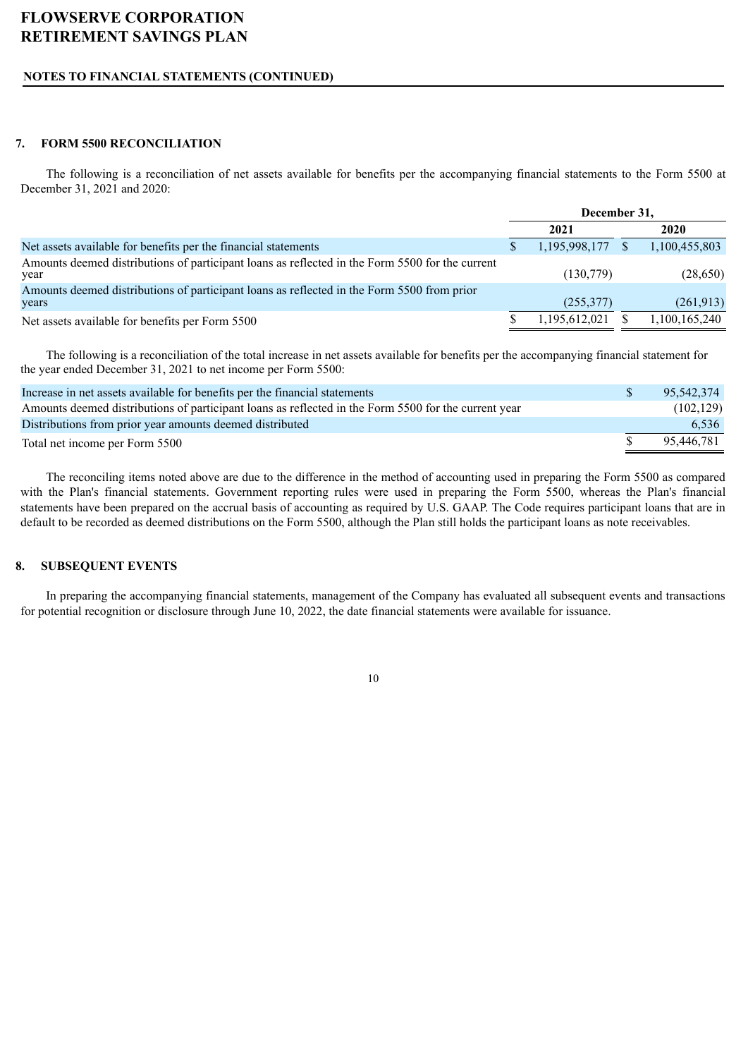**FLOWSERVE CORPORATION**
**RETIREMENT SAVINGS PLAN**

**NOTES TO FINANCIAL STATEMENTS (CONTINUED)**

## 7. FORM 5500 RECONCILIATION

The following is a reconciliation of net assets available for benefits per the accompanying financial statements to the Form 5500 at December 31, 2021 and 2020:

| | December 31, | |
|---|---|---|
| | 2021 | 2020 |
| Net assets available for benefits per the financial statements | $ 1,195,998,177 | $ 1,100,455,803 |
| Amounts deemed distributions of participant loans as reflected in the Form 5500 for the current year | (130,779) | (28,650) |
| Amounts deemed distributions of participant loans as reflected in the Form 5500 from prior years | (255,377) | (261,913) |
| Net assets available for benefits per Form 5500 | $ 1,195,612,021 | $ 1,100,165,240 |

The following is a reconciliation of the total increase in net assets available for benefits per the accompanying financial statement for the year ended December 31, 2021 to net income per Form 5500:

| | |
|---|---|
| Increase in net assets available for benefits per the financial statements | $ 95,542,374 |
| Amounts deemed distributions of participant loans as reflected in the Form 5500 for the current year | (102,129) |
| Distributions from prior year amounts deemed distributed | 6,536 |
| Total net income per Form 5500 | $ 95,446,781 |

The reconciling items noted above are due to the difference in the method of accounting used in preparing the Form 5500 as compared with the Plan's financial statements. Government reporting rules were used in preparing the Form 5500, whereas the Plan's financial statements have been prepared on the accrual basis of accounting as required by U.S. GAAP. The Code requires participant loans that are in default to be recorded as deemed distributions on the Form 5500, although the Plan still holds the participant loans as note receivables.

## 8. SUBSEQUENT EVENTS

In preparing the accompanying financial statements, management of the Company has evaluated all subsequent events and transactions for potential recognition or disclosure through June 10, 2022, the date financial statements were available for issuance.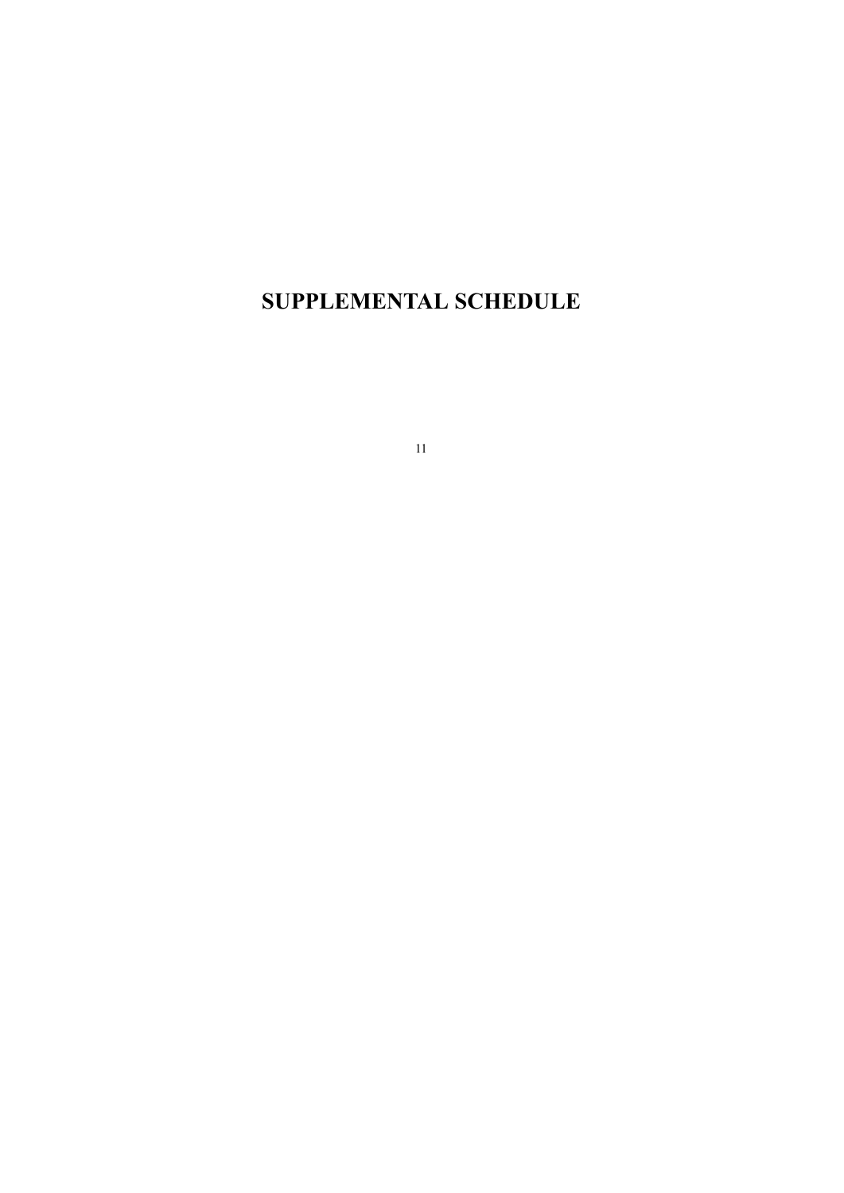# SUPPLEMENTAL SCHEDULE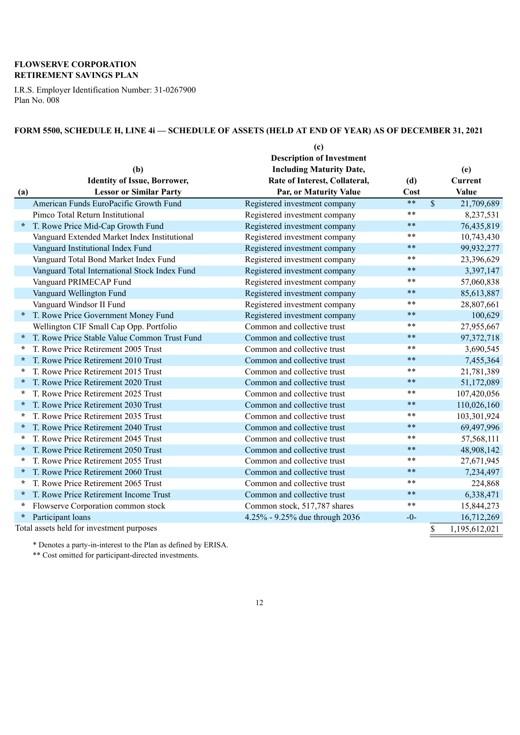**FLOWSERVE CORPORATION**
**RETIREMENT SAVINGS PLAN**

I.R.S. Employer Identification Number: 31-0267900
Plan No. 008

**FORM 5500, SCHEDULE H, LINE 4i — SCHEDULE OF ASSETS (HELD AT END OF YEAR) AS OF DECEMBER 31, 2021**

| (a) | (b) Identity of Issue, Borrower, Lessor or Similar Party | (c) Description of Investment Including Maturity Date, Rate of Interest, Collateral, Par, or Maturity Value | (d) Cost | (e) Current Value |
|---|---|---|---|---|
| | American Funds EuroPacific Growth Fund | Registered investment company | ** | $ 21,709,689 |
| | Pimco Total Return Institutional | Registered investment company | ** | 8,237,531 |
| * | T. Rowe Price Mid-Cap Growth Fund | Registered investment company | ** | 76,435,819 |
| | Vanguard Extended Market Index Institutional | Registered investment company | ** | 10,743,430 |
| | Vanguard Institutional Index Fund | Registered investment company | ** | 99,932,277 |
| | Vanguard Total Bond Market Index Fund | Registered investment company | ** | 23,396,629 |
| | Vanguard Total International Stock Index Fund | Registered investment company | ** | 3,397,147 |
| | Vanguard PRIMECAP Fund | Registered investment company | ** | 57,060,838 |
| | Vanguard Wellington Fund | Registered investment company | ** | 85,613,887 |
| | Vanguard Windsor II Fund | Registered investment company | ** | 28,807,661 |
| * | T. Rowe Price Government Money Fund | Registered investment company | ** | 100,629 |
| | Wellington CIF Small Cap Opp. Portfolio | Common and collective trust | ** | 27,955,667 |
| * | T. Rowe Price Stable Value Common Trust Fund | Common and collective trust | ** | 97,372,718 |
| * | T. Rowe Price Retirement 2005 Trust | Common and collective trust | ** | 3,690,545 |
| * | T. Rowe Price Retirement 2010 Trust | Common and collective trust | ** | 7,455,364 |
| * | T. Rowe Price Retirement 2015 Trust | Common and collective trust | ** | 21,781,389 |
| * | T. Rowe Price Retirement 2020 Trust | Common and collective trust | ** | 51,172,089 |
| * | T. Rowe Price Retirement 2025 Trust | Common and collective trust | ** | 107,420,056 |
| * | T. Rowe Price Retirement 2030 Trust | Common and collective trust | ** | 110,026,160 |
| * | T. Rowe Price Retirement 2035 Trust | Common and collective trust | ** | 103,301,924 |
| * | T. Rowe Price Retirement 2040 Trust | Common and collective trust | ** | 69,497,996 |
| * | T. Rowe Price Retirement 2045 Trust | Common and collective trust | ** | 57,568,111 |
| * | T. Rowe Price Retirement 2050 Trust | Common and collective trust | ** | 48,908,142 |
| * | T. Rowe Price Retirement 2055 Trust | Common and collective trust | ** | 27,671,945 |
| * | T. Rowe Price Retirement 2060 Trust | Common and collective trust | ** | 7,234,497 |
| * | T. Rowe Price Retirement 2065 Trust | Common and collective trust | ** | 224,868 |
| * | T. Rowe Price Retirement Income Trust | Common and collective trust | ** | 6,338,471 |
| * | Flowserve Corporation common stock | Common stock, 517,787 shares | ** | 15,844,273 |
| * | Participant loans | 4.25% - 9.25% due through 2036 | -0- | 16,712,269 |
| Total assets held for investment purposes | | | | $ 1,195,612,021 |

\* Denotes a party-in-interest to the Plan as defined by ERISA.

\** Cost omitted for participant-directed investments.